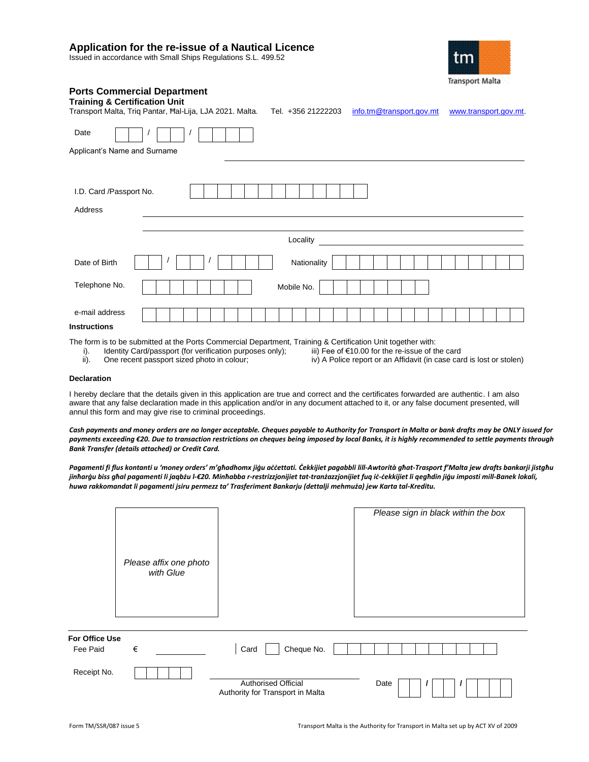# Application for the re-issue of a Nautical Licence

Issued in accordance with Small Ships Regulations S.L. 499.52

Transport Malta

## Ports Commercial Department

### Training & Certification Unit

Transport Malta, Triq Pantar, Ħal-Lija, LJA 2021. Malta. Tel. +356 21222203 info.tm@transport.gov.mt www.transport.gov.mt.

Date ___ / ___ / ______

Applicant's Name and Surname ______________________________

I.D. Card /Passport No. ______________________________

Address ______________________________

______________________________

Locality ______________________________

Date of Birth ___ / ___ / ______ Nationality ______________________________

Telephone No. ______________________________ Mobile No. ______________________________

e-mail address ______________________________

**Instructions**

The form is to be submitted at the Ports Commercial Department, Training & Certification Unit together with:

i). Identity Card/passport (for verification purposes only);
ii). One recent passport sized photo in colour;
iii) Fee of €10.00 for the re-issue of the card
iv) A Police report or an Affidavit (in case card is lost or stolen)

**Declaration**

I hereby declare that the details given in this application are true and correct and the certificates forwarded are authentic. I am also aware that any false declaration made in this application and/or in any document attached to it, or any false document presented, will annul this form and may give rise to criminal proceedings.

***Cash payments and money orders are no longer acceptable. Cheques payable to Authority for Transport in Malta or bank drafts may be ONLY issued for payments exceeding €20. Due to transaction restrictions on cheques being imposed by local Banks, it is highly recommended to settle payments through Bank Transfer (details attached) or Credit Card.***

***Pagamenti fi flus kontanti u 'money orders' m'għadhomx jiġu aċċettati. Ċekkijiet pagabbli lill-Awtorità għat-Trasport f'Malta jew drafts bankarji jistgħu jinħarġu biss għal pagamenti li jaqbżu l-€20. Minħabba r-restrizzjonijiet tat-tranżazzjonijiet fuq iċ-ċekkijiet li qegħdin jiġu imposti mill-Banek lokali, huwa rakkomandat li pagamenti jsiru permezz ta' Trasferiment Bankarju (dettalji mehmuża) jew Karta tal-Kreditu.***

*Please affix one photo with Glue*

*Please sign in black within the box*

**For Office Use**

Fee Paid € __________ Card [ ] Cheque No. ______________________________

Receipt No. __________

______________________________
Authorised Official
Authority for Transport in Malta

Date ___ / ___ / ______

Form TM/SSR/087 issue 5

Transport Malta is the Authority for Transport in Malta set up by ACT XV of 2009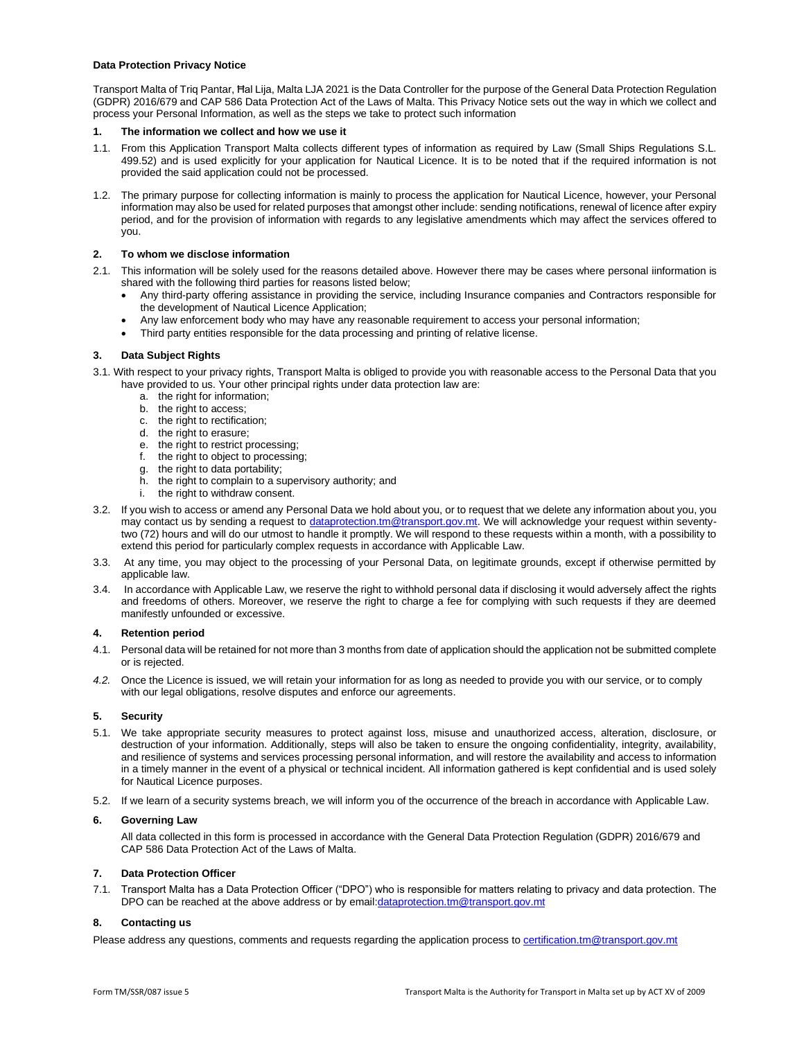**Data Protection Privacy Notice**

Transport Malta of Triq Pantar, Ħal Lija, Malta LJA 2021 is the Data Controller for the purpose of the General Data Protection Regulation (GDPR) 2016/679 and CAP 586 Data Protection Act of the Laws of Malta. This Privacy Notice sets out the way in which we collect and process your Personal Information, as well as the steps we take to protect such information

**1. The information we collect and how we use it**

1.1. From this Application Transport Malta collects different types of information as required by Law (Small Ships Regulations S.L. 499.52) and is used explicitly for your application for Nautical Licence. It is to be noted that if the required information is not provided the said application could not be processed.

1.2. The primary purpose for collecting information is mainly to process the application for Nautical Licence, however, your Personal information may also be used for related purposes that amongst other include: sending notifications, renewal of licence after expiry period, and for the provision of information with regards to any legislative amendments which may affect the services offered to you.

**2. To whom we disclose information**

2.1. This information will be solely used for the reasons detailed above. However there may be cases where personal iinformation is shared with the following third parties for reasons listed below;

- Any third-party offering assistance in providing the service, including Insurance companies and Contractors responsible for the development of Nautical Licence Application;
- Any law enforcement body who may have any reasonable requirement to access your personal information;
- Third party entities responsible for the data processing and printing of relative license.

**3. Data Subject Rights**

3.1. With respect to your privacy rights, Transport Malta is obliged to provide you with reasonable access to the Personal Data that you have provided to us. Your other principal rights under data protection law are:

a. the right for information;
b. the right to access;
c. the right to rectification;
d. the right to erasure;
e. the right to restrict processing;
f. the right to object to processing;
g. the right to data portability;
h. the right to complain to a supervisory authority; and
i. the right to withdraw consent.

3.2. If you wish to access or amend any Personal Data we hold about you, or to request that we delete any information about you, you may contact us by sending a request to dataprotection.tm@transport.gov.mt. We will acknowledge your request within seventy-two (72) hours and will do our utmost to handle it promptly. We will respond to these requests within a month, with a possibility to extend this period for particularly complex requests in accordance with Applicable Law.

3.3. At any time, you may object to the processing of your Personal Data, on legitimate grounds, except if otherwise permitted by applicable law.

3.4. In accordance with Applicable Law, we reserve the right to withhold personal data if disclosing it would adversely affect the rights and freedoms of others. Moreover, we reserve the right to charge a fee for complying with such requests if they are deemed manifestly unfounded or excessive.

**4. Retention period**

4.1. Personal data will be retained for not more than 3 months from date of application should the application not be submitted complete or is rejected.

*4.2.* Once the Licence is issued, we will retain your information for as long as needed to provide you with our service, or to comply with our legal obligations, resolve disputes and enforce our agreements.

**5. Security**

5.1. We take appropriate security measures to protect against loss, misuse and unauthorized access, alteration, disclosure, or destruction of your information. Additionally, steps will also be taken to ensure the ongoing confidentiality, integrity, availability, and resilience of systems and services processing personal information, and will restore the availability and access to information in a timely manner in the event of a physical or technical incident. All information gathered is kept confidential and is used solely for Nautical Licence purposes.

5.2. If we learn of a security systems breach, we will inform you of the occurrence of the breach in accordance with Applicable Law.

**6. Governing Law**

All data collected in this form is processed in accordance with the General Data Protection Regulation (GDPR) 2016/679 and CAP 586 Data Protection Act of the Laws of Malta.

**7. Data Protection Officer**

7.1. Transport Malta has a Data Protection Officer ("DPO") who is responsible for matters relating to privacy and data protection. The DPO can be reached at the above address or by email:dataprotection.tm@transport.gov.mt

**8. Contacting us**

Please address any questions, comments and requests regarding the application process to certification.tm@transport.gov.mt

Form TM/SSR/087 issue 5

Transport Malta is the Authority for Transport in Malta set up by ACT XV of 2009